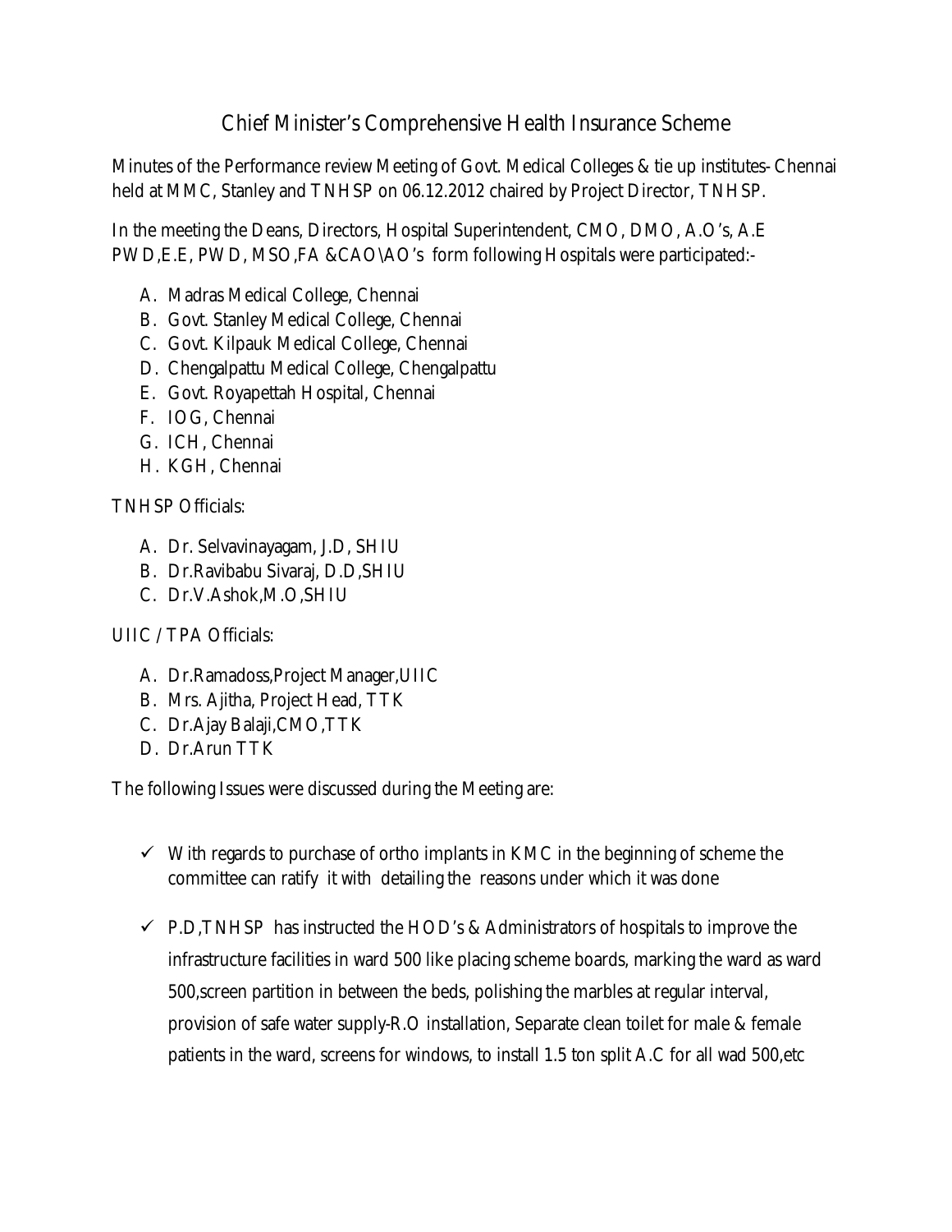# Chief Minister's Comprehensive Health Insurance Scheme

Minutes of the Performance review Meeting of Govt. Medical Colleges & tie up institutes- Chennai held at MMC, Stanley and TNHSP on 06.12.2012 chaired by Project Director, TNHSP.

In the meeting the Deans, Directors, Hospital Superintendent, CMO, DMO, A.O's, A.E PWD,E.E, PWD, MSO,FA &CAO\AO's form following Hospitals were participated:-

A. Madras Medical College, Chennai
B. Govt. Stanley Medical College, Chennai
C. Govt. Kilpauk Medical College, Chennai
D. Chengalpattu Medical College, Chengalpattu
E. Govt. Royapettah Hospital, Chennai
F. IOG, Chennai
G. ICH, Chennai
H. KGH, Chennai

TNHSP Officials:

A. Dr. Selvavinayagam, J.D, SHIU
B. Dr.Ravibabu Sivaraj, D.D,SHIU
C. Dr.V.Ashok,M.O,SHIU

UIIC / TPA Officials:

A. Dr.Ramadoss,Project Manager,UIIC
B. Mrs. Ajitha, Project Head, TTK
C. Dr.Ajay Balaji,CMO,TTK
D. Dr.Arun TTK

The following Issues were discussed during the Meeting are:

- ✓ With regards to purchase of ortho implants in KMC in the beginning of scheme the committee can ratify it with detailing the reasons under which it was done
- ✓ P.D,TNHSP has instructed the HOD's & Administrators of hospitals to improve the infrastructure facilities in ward 500 like placing scheme boards, marking the ward as ward 500,screen partition in between the beds, polishing the marbles at regular interval, provision of safe water supply-R.O installation, Separate clean toilet for male & female patients in the ward, screens for windows, to install 1.5 ton split A.C for all wad 500,etc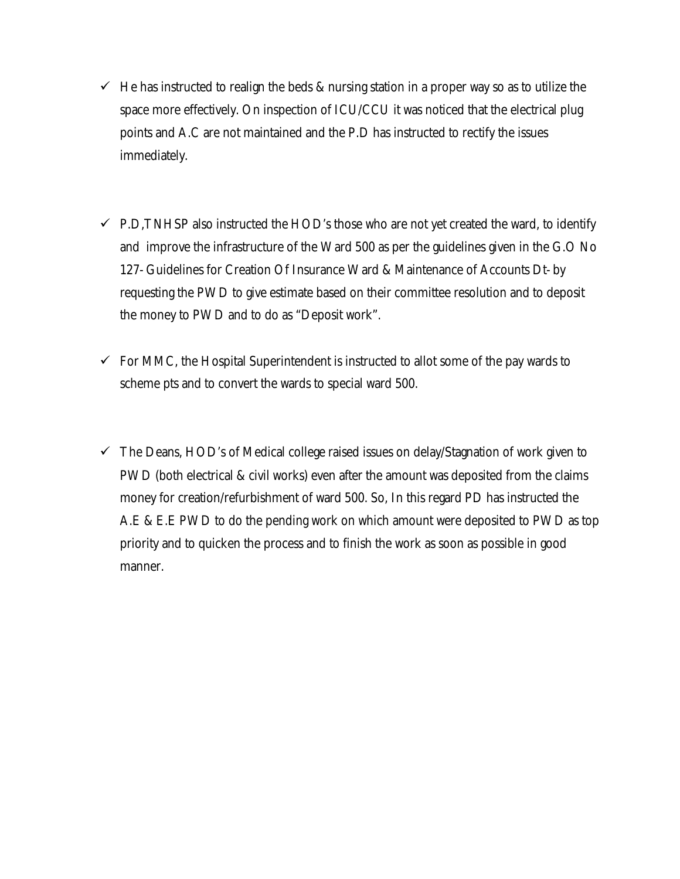- ✓ He has instructed to realign the beds & nursing station in a proper way so as to utilize the space more effectively. On inspection of ICU/CCU it was noticed that the electrical plug points and A.C are not maintained and the P.D has instructed to rectify the issues immediately.

- ✓ P.D,TNHSP also instructed the HOD's those who are not yet created the ward, to identify and improve the infrastructure of the Ward 500 as per the guidelines given in the G.O No 127- Guidelines for Creation Of Insurance Ward & Maintenance of Accounts Dt- by requesting the PWD to give estimate based on their committee resolution and to deposit the money to PWD and to do as "Deposit work".

- ✓ For MMC, the Hospital Superintendent is instructed to allot some of the pay wards to scheme pts and to convert the wards to special ward 500.

- ✓ The Deans, HOD's of Medical college raised issues on delay/Stagnation of work given to PWD (both electrical & civil works) even after the amount was deposited from the claims money for creation/refurbishment of ward 500. So, In this regard PD has instructed the A.E & E.E PWD to do the pending work on which amount were deposited to PWD as top priority and to quicken the process and to finish the work as soon as possible in good manner.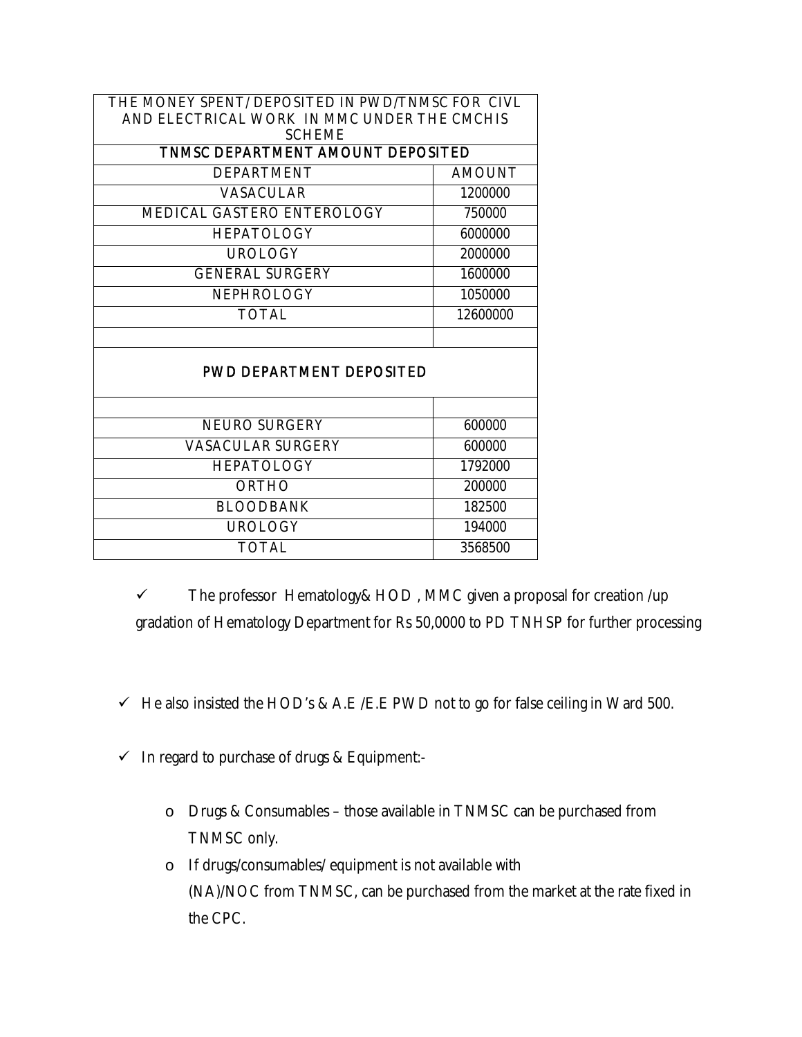| THE MONEY SPENT/ DEPOSITED IN PWD/TNMSC FOR CIVL AND ELECTRICAL WORK IN MMC UNDER THE CMCHIS SCHEME | |
|---|---|
| **TNMSC DEPARTMENT AMOUNT DEPOSITED** | |
| DEPARTMENT | AMOUNT |
| VASACULAR | 1200000 |
| MEDICAL GASTERO ENTEROLOGY | 750000 |
| HEPATOLOGY | 6000000 |
| UROLOGY | 2000000 |
| GENERAL SURGERY | 1600000 |
| NEPHROLOGY | 1050000 |
| TOTAL | 12600000 |
| | |
| **PWD DEPARTMENT DEPOSITED** | |
| | |
| NEURO SURGERY | 600000 |
| VASACULAR SURGERY | 600000 |
| HEPATOLOGY | 1792000 |
| ORTHO | 200000 |
| BLOODBANK | 182500 |
| UROLOGY | 194000 |
| TOTAL | 3568500 |

- ✓ The professor Hematology& HOD , MMC given a proposal for creation /up gradation of Hematology Department for Rs 50,0000 to PD TNHSP for further processing

- ✓ He also insisted the HOD's & A.E /E.E PWD not to go for false ceiling in Ward 500.

- ✓ In regard to purchase of drugs & Equipment:-

  - Drugs & Consumables – those available in TNMSC can be purchased from TNMSC only.
  - If drugs/consumables/ equipment is not available with (NA)/NOC from TNMSC, can be purchased from the market at the rate fixed in the CPC.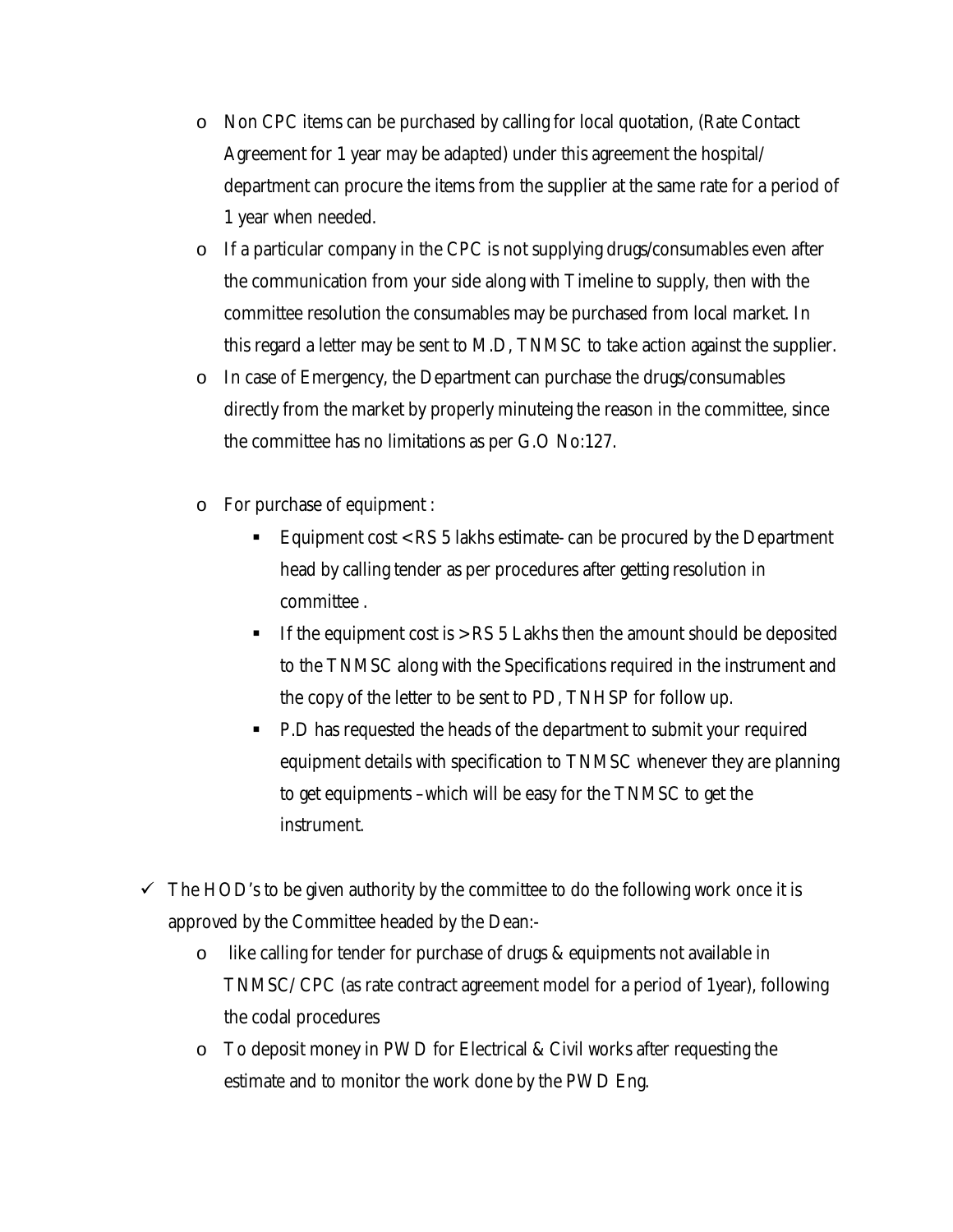- Non CPC items can be purchased by calling for local quotation, (Rate Contact Agreement for 1 year may be adapted) under this agreement the hospital/ department can procure the items from the supplier at the same rate for a period of 1 year when needed.
- If a particular company in the CPC is not supplying drugs/consumables even after the communication from your side along with Timeline to supply, then with the committee resolution the consumables may be purchased from local market. In this regard a letter may be sent to M.D, TNMSC to take action against the supplier.
- In case of Emergency, the Department can purchase the drugs/consumables directly from the market by properly minuteing the reason in the committee, since the committee has no limitations as per G.O No:127.
- For purchase of equipment :
  - Equipment cost < RS 5 lakhs estimate- can be procured by the Department head by calling tender as per procedures after getting resolution in committee .
  - If the equipment cost is > RS 5 Lakhs then the amount should be deposited to the TNMSC along with the Specifications required in the instrument and the copy of the letter to be sent to PD, TNHSP for follow up.
  - P.D has requested the heads of the department to submit your required equipment details with specification to TNMSC whenever they are planning to get equipments – which will be easy for the TNMSC to get the instrument.

✓ The HOD's to be given authority by the committee to do the following work once it is approved by the Committee headed by the Dean:-

- like calling for tender for purchase of drugs & equipments not available in TNMSC/ CPC (as rate contract agreement model for a period of 1year), following the codal procedures
- To deposit money in PWD for Electrical & Civil works after requesting the estimate and to monitor the work done by the PWD Eng.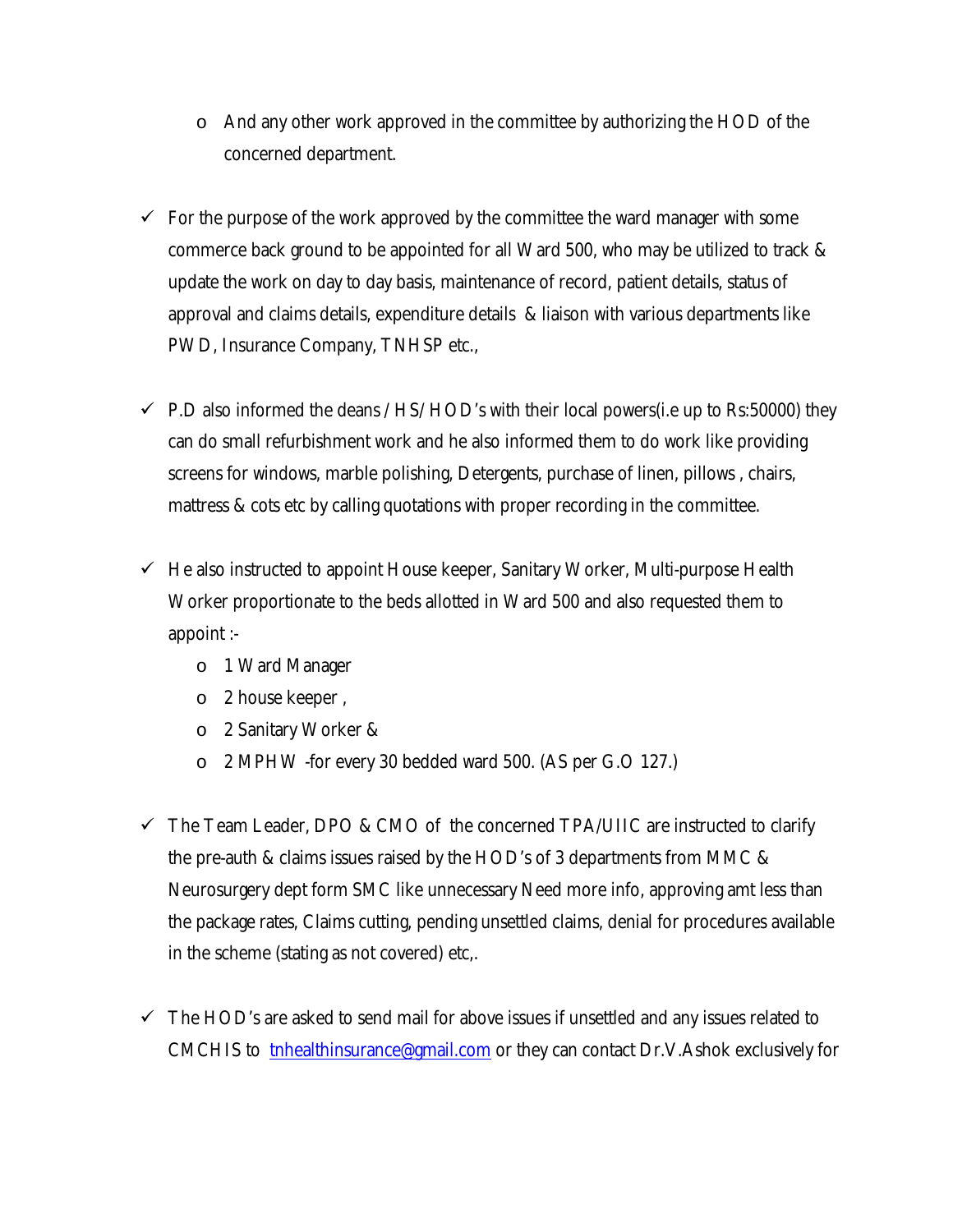- And any other work approved in the committee by authorizing the HOD of the concerned department.

- For the purpose of the work approved by the committee the ward manager with some commerce back ground to be appointed for all Ward 500, who may be utilized to track & update the work on day to day basis, maintenance of record, patient details, status of approval and claims details, expenditure details & liaison with various departments like PWD, Insurance Company, TNHSP etc.,

- P.D also informed the deans / HS/ HOD's with their local powers(i.e up to Rs:50000) they can do small refurbishment work and he also informed them to do work like providing screens for windows, marble polishing, Detergents, purchase of linen, pillows , chairs, mattress & cots etc by calling quotations with proper recording in the committee.

- He also instructed to appoint House keeper, Sanitary Worker, Multi-purpose Health Worker proportionate to the beds allotted in Ward 500 and also requested them to appoint :-
  - 1 Ward Manager
  - 2 house keeper ,
  - 2 Sanitary Worker &
  - 2 MPHW -for every 30 bedded ward 500. (AS per G.O 127.)

- The Team Leader, DPO & CMO of the concerned TPA/UIIC are instructed to clarify the pre-auth & claims issues raised by the HOD's of 3 departments from MMC & Neurosurgery dept form SMC like unnecessary Need more info, approving amt less than the package rates, Claims cutting, pending unsettled claims, denial for procedures available in the scheme (stating as not covered) etc,.

- The HOD's are asked to send mail for above issues if unsettled and any issues related to CMCHIS to tnhealthinsurance@gmail.com or they can contact Dr.V.Ashok exclusively for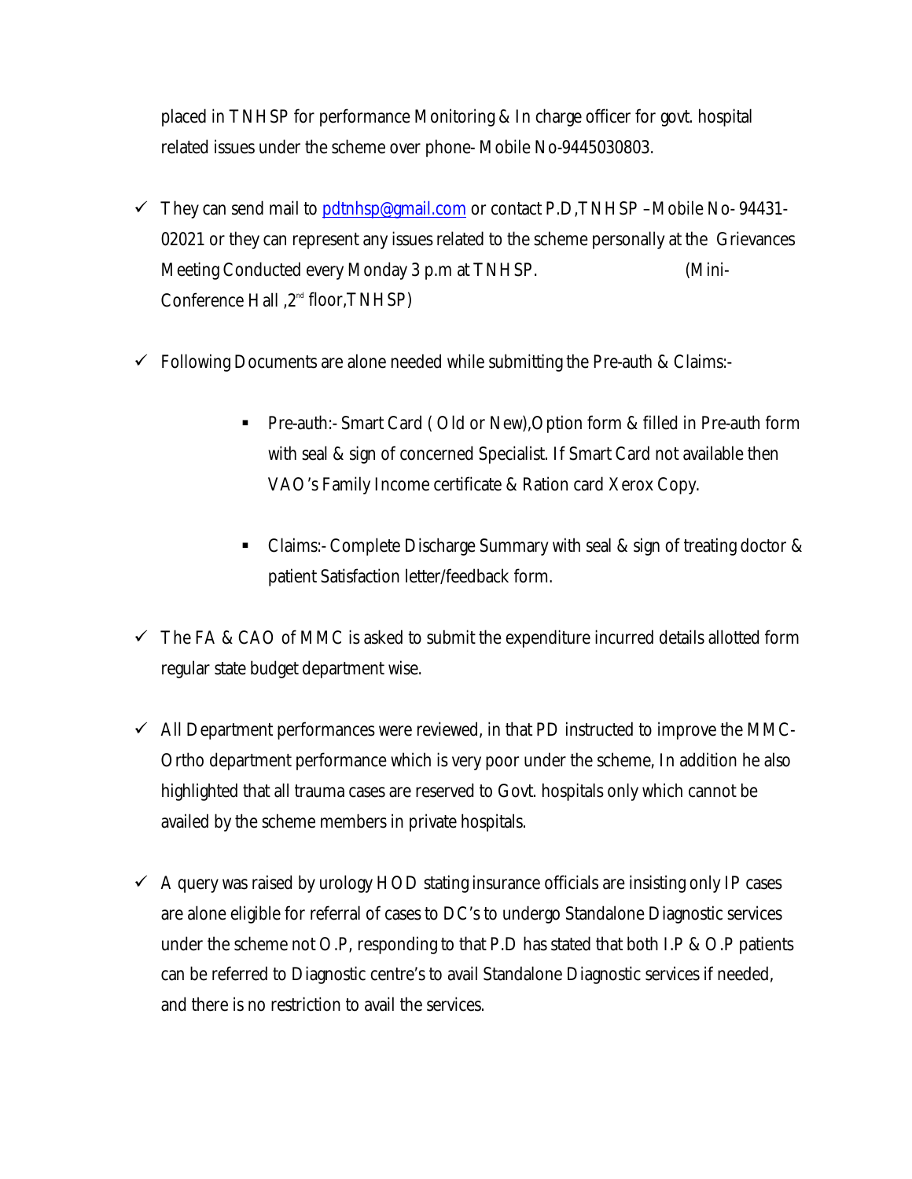placed in TNHSP for performance Monitoring & In charge officer for govt. hospital related issues under the scheme over phone- Mobile No-9445030803.

- ✓ They can send mail to [pdtnhsp@gmail.com](mailto:pdtnhsp@gmail.com) or contact P.D,TNHSP –Mobile No- 94431-02021 or they can represent any issues related to the scheme personally at the Grievances Meeting Conducted every Monday 3 p.m at TNHSP. (Mini-Conference Hall ,2nd floor,TNHSP)

- ✓ Following Documents are alone needed while submitting the Pre-auth & Claims:-

    - Pre-auth:- Smart Card ( Old or New),Option form & filled in Pre-auth form with seal & sign of concerned Specialist. If Smart Card not available then VAO's Family Income certificate & Ration card Xerox Copy.

    - Claims:- Complete Discharge Summary with seal & sign of treating doctor & patient Satisfaction letter/feedback form.

- ✓ The FA & CAO of MMC is asked to submit the expenditure incurred details allotted form regular state budget department wise.

- ✓ All Department performances were reviewed, in that PD instructed to improve the MMC-Ortho department performance which is very poor under the scheme, In addition he also highlighted that all trauma cases are reserved to Govt. hospitals only which cannot be availed by the scheme members in private hospitals.

- ✓ A query was raised by urology HOD stating insurance officials are insisting only IP cases are alone eligible for referral of cases to DC's to undergo Standalone Diagnostic services under the scheme not O.P, responding to that P.D has stated that both I.P & O.P patients can be referred to Diagnostic centre's to avail Standalone Diagnostic services if needed, and there is no restriction to avail the services.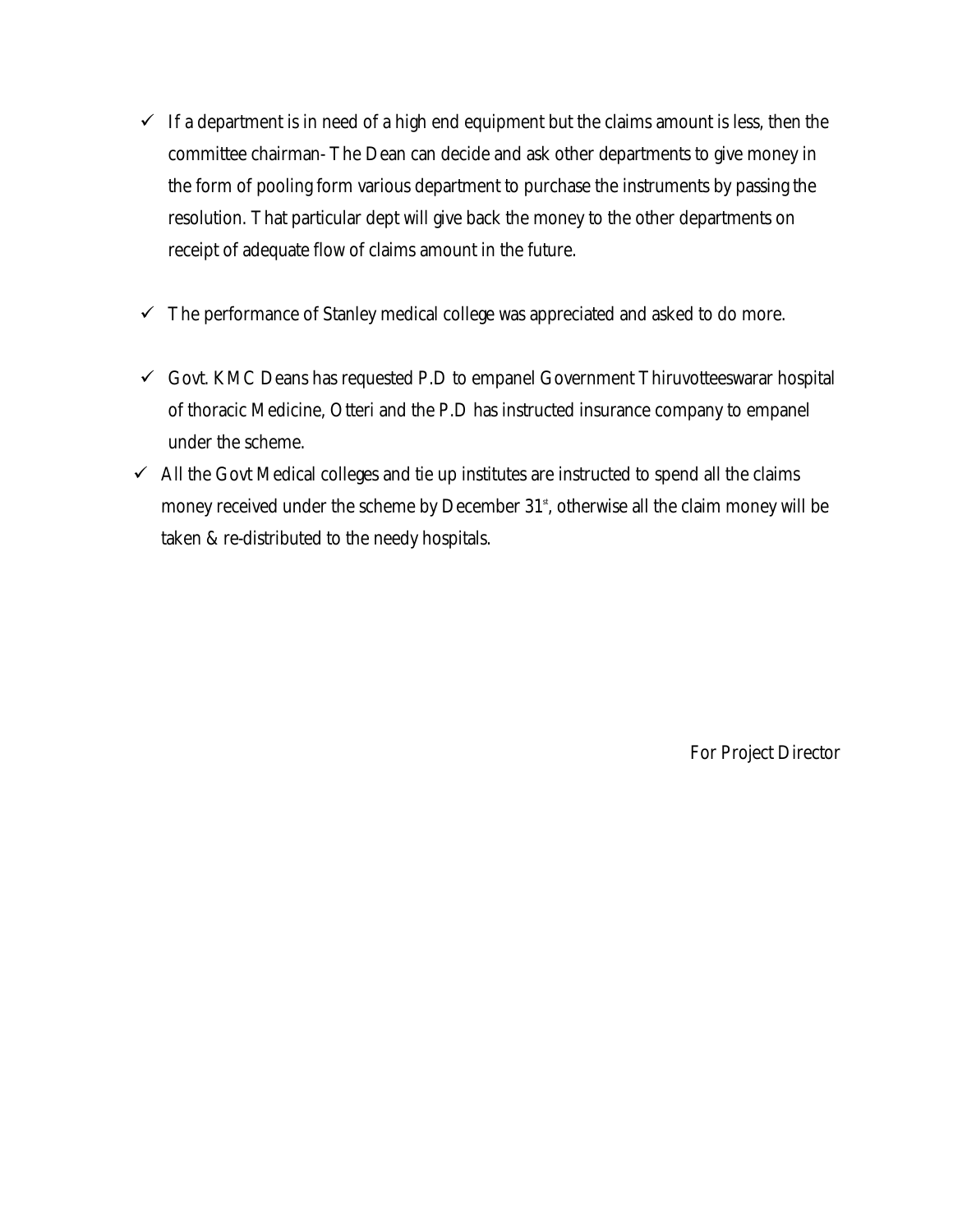- ✓ If a department is in need of a high end equipment but the claims amount is less, then the committee chairman- The Dean can decide and ask other departments to give money in the form of pooling form various department to purchase the instruments by passing the resolution. That particular dept will give back the money to the other departments on receipt of adequate flow of claims amount in the future.

- ✓ The performance of Stanley medical college was appreciated and asked to do more.

- ✓ Govt. KMC Deans has requested P.D to empanel Government Thiruvotteeswarar hospital of thoracic Medicine, Otteri and the P.D has instructed insurance company to empanel under the scheme.
- ✓ All the Govt Medical colleges and tie up institutes are instructed to spend all the claims money received under the scheme by December 31st, otherwise all the claim money will be taken & re-distributed to the needy hospitals.

For Project Director